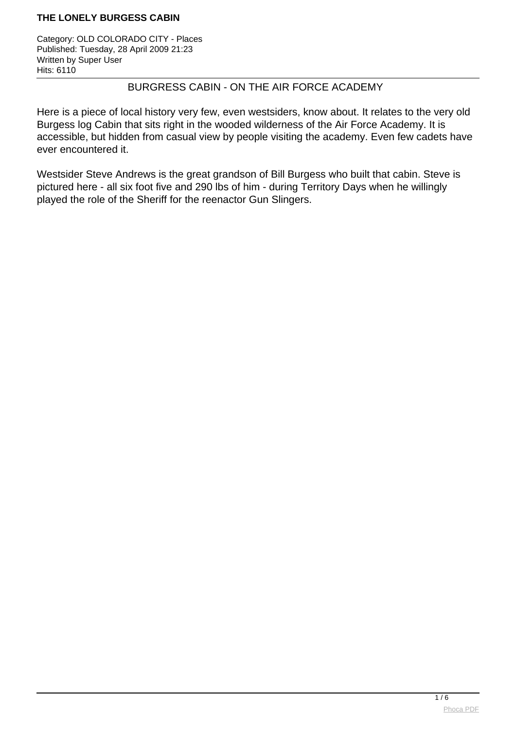# THE LONELY BURGESS CABIN

Category: OLD COLORADO CITY - Places
Published: Tuesday, 28 April 2009 21:23
Written by Super User
Hits: 6110

## BURGRESS CABIN - ON THE AIR FORCE ACADEMY

Here is a piece of local history very few, even westsiders, know about. It relates to the very old Burgess log Cabin that sits right in the wooded wilderness of the Air Force Academy. It is accessible, but hidden from casual view by people visiting the academy. Even few cadets have ever encountered it.

Westsider Steve Andrews is the great grandson of Bill Burgess who built that cabin. Steve is pictured here - all six foot five and 290 lbs of him - during Territory Days when he willingly played the role of the Sheriff for the reenactor Gun Slingers.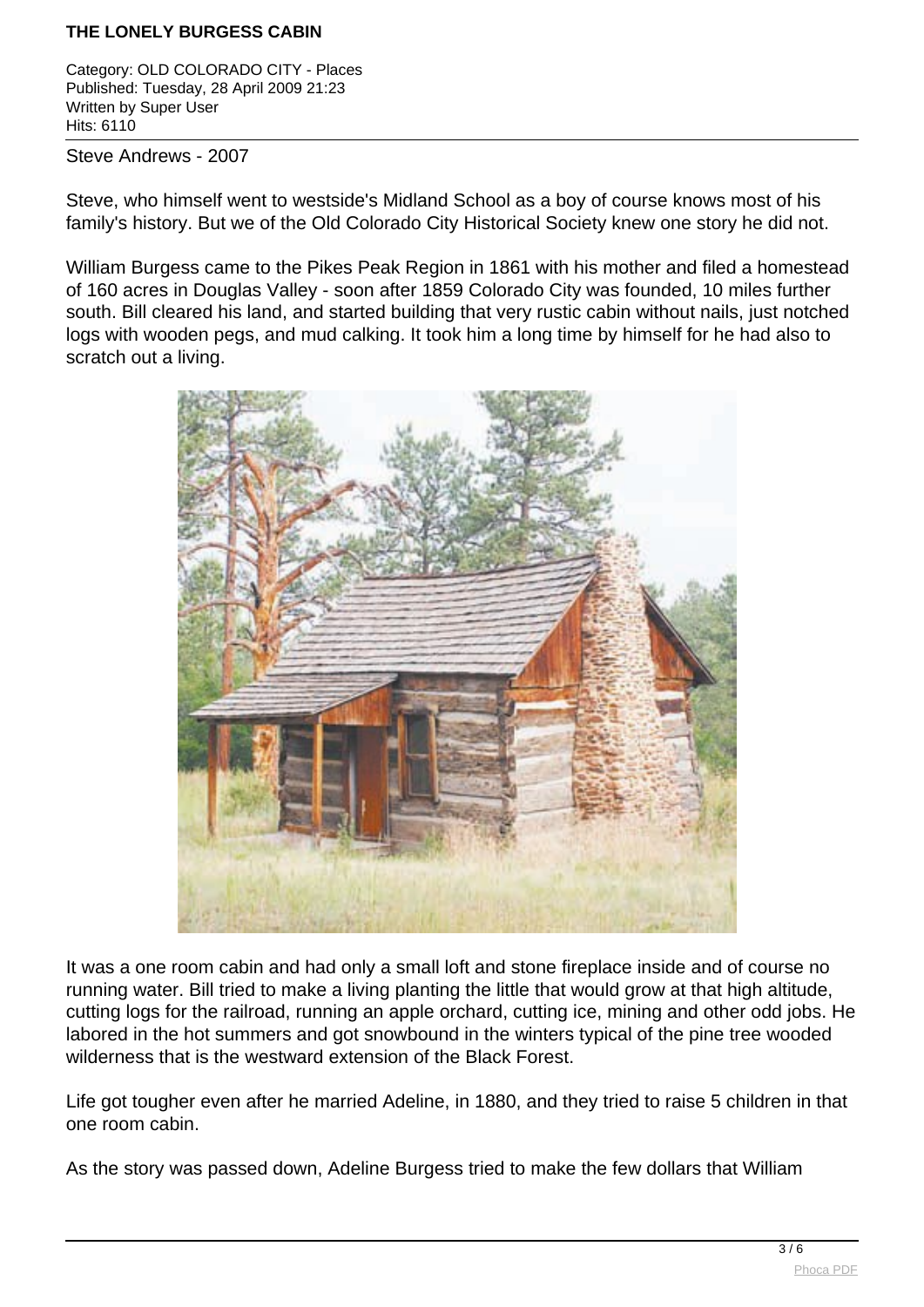# THE LONELY BURGESS CABIN

Category: OLD COLORADO CITY - Places
Published: Tuesday, 28 April 2009 21:23
Written by Super User
Hits: 6110

Steve Andrews - 2007

Steve, who himself went to westside's Midland School as a boy of course knows most of his family's history. But we of the Old Colorado City Historical Society knew one story he did not.

William Burgess came to the Pikes Peak Region in 1861 with his mother and filed a homestead of 160 acres in Douglas Valley - soon after 1859 Colorado City was founded, 10 miles further south. Bill cleared his land, and started building that very rustic cabin without nails, just notched logs with wooden pegs, and mud calking. It took him a long time by himself for he had also to scratch out a living.

It was a one room cabin and had only a small loft and stone fireplace inside and of course no running water. Bill tried to make a living planting the little that would grow at that high altitude, cutting logs for the railroad, running an apple orchard, cutting ice, mining and other odd jobs. He labored in the hot summers and got snowbound in the winters typical of the pine tree wooded wilderness that is the westward extension of the Black Forest.

Life got tougher even after he married Adeline, in 1880, and they tried to raise 5 children in that one room cabin.

As the story was passed down, Adeline Burgess tried to make the few dollars that William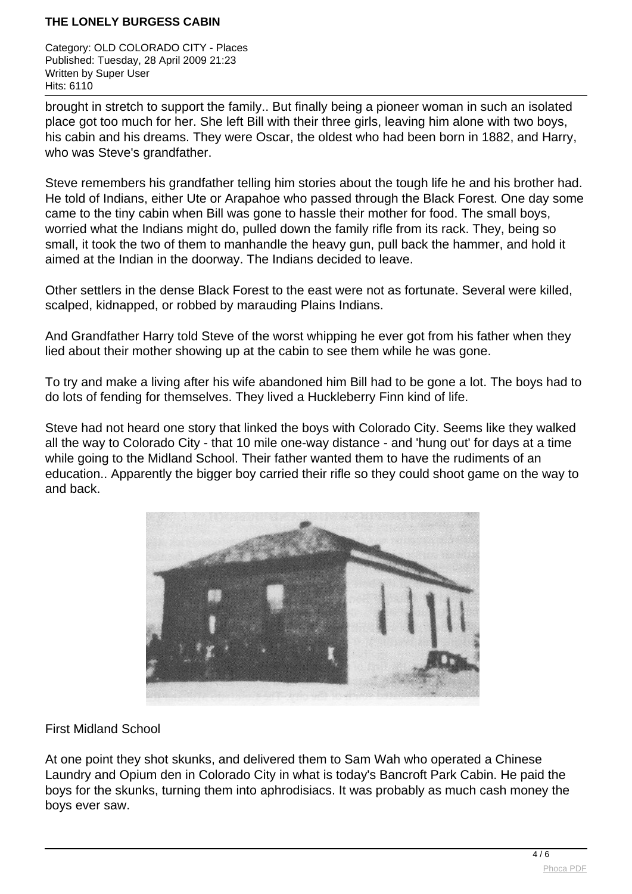brought in stretch to support the family.. But finally being a pioneer woman in such an isolated place got too much for her. She left Bill with their three girls, leaving him alone with two boys, his cabin and his dreams. They were Oscar, the oldest who had been born in 1882, and Harry, who was Steve's grandfather.

Steve remembers his grandfather telling him stories about the tough life he and his brother had. He told of Indians, either Ute or Arapahoe who passed through the Black Forest. One day some came to the tiny cabin when Bill was gone to hassle their mother for food. The small boys, worried what the Indians might do, pulled down the family rifle from its rack. They, being so small, it took the two of them to manhandle the heavy gun, pull back the hammer, and hold it aimed at the Indian in the doorway. The Indians decided to leave.

Other settlers in the dense Black Forest to the east were not as fortunate. Several were killed, scalped, kidnapped, or robbed by marauding Plains Indians.

And Grandfather Harry told Steve of the worst whipping he ever got from his father when they lied about their mother showing up at the cabin to see them while he was gone.

To try and make a living after his wife abandoned him Bill had to be gone a lot. The boys had to do lots of fending for themselves. They lived a Huckleberry Finn kind of life.

Steve had not heard one story that linked the boys with Colorado City. Seems like they walked all the way to Colorado City - that 10 mile one-way distance - and 'hung out' for days at a time while going to the Midland School. Their father wanted them to have the rudiments of an education.. Apparently the bigger boy carried their rifle so they could shoot game on the way to and back.

First Midland School

At one point they shot skunks, and delivered them to Sam Wah who operated a Chinese Laundry and Opium den in Colorado City in what is today's Bancroft Park Cabin. He paid the boys for the skunks, turning them into aphrodisiacs. It was probably as much cash money the boys ever saw.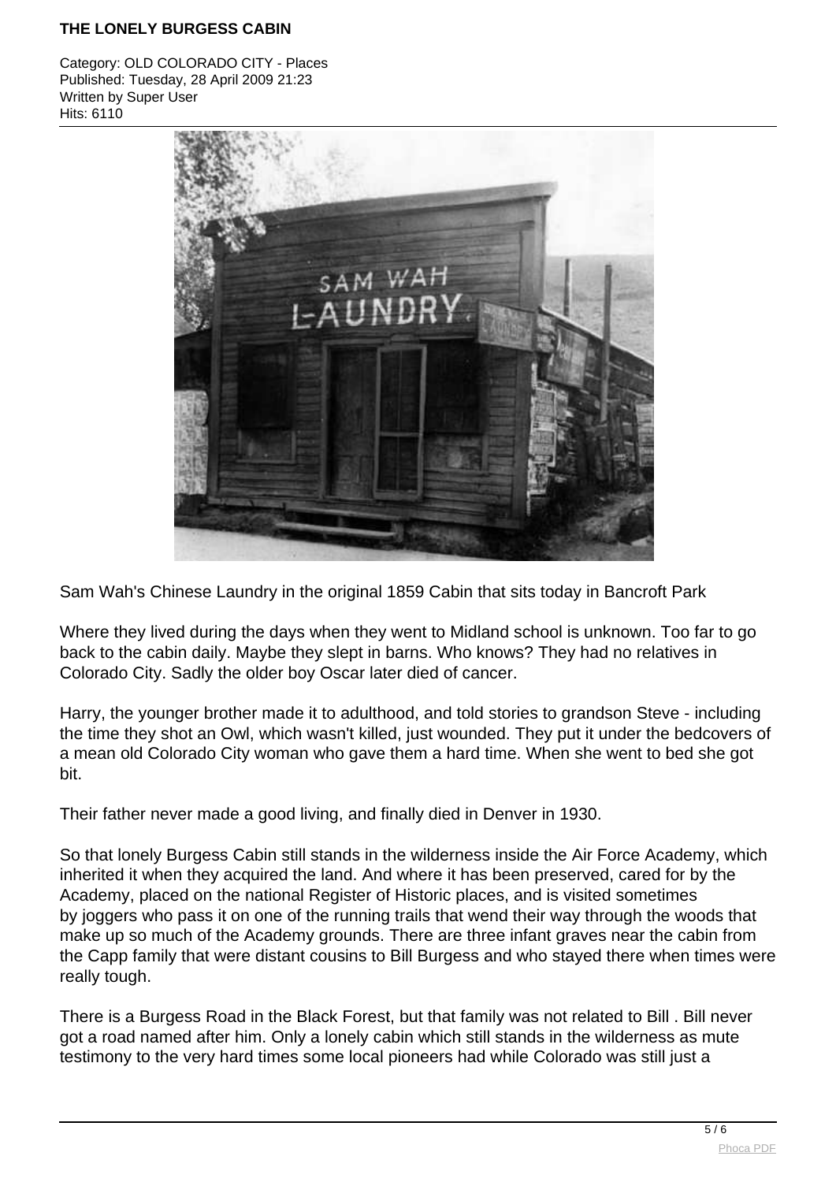Sam Wah's Chinese Laundry in the original 1859 Cabin that sits today in Bancroft Park

Where they lived during the days when they went to Midland school is unknown. Too far to go back to the cabin daily. Maybe they slept in barns. Who knows? They had no relatives in Colorado City. Sadly the older boy Oscar later died of cancer.

Harry, the younger brother made it to adulthood, and told stories to grandson Steve - including the time they shot an Owl, which wasn't killed, just wounded. They put it under the bedcovers of a mean old Colorado City woman who gave them a hard time. When she went to bed she got bit.

Their father never made a good living, and finally died in Denver in 1930.

So that lonely Burgess Cabin still stands in the wilderness inside the Air Force Academy, which inherited it when they acquired the land. And where it has been preserved, cared for by the Academy, placed on the national Register of Historic places, and is visited sometimes by joggers who pass it on one of the running trails that wend their way through the woods that make up so much of the Academy grounds. There are three infant graves near the cabin from the Capp family that were distant cousins to Bill Burgess and who stayed there when times were really tough.

There is a Burgess Road in the Black Forest, but that family was not related to Bill . Bill never got a road named after him. Only a lonely cabin which still stands in the wilderness as mute testimony to the very hard times some local pioneers had while Colorado was still just a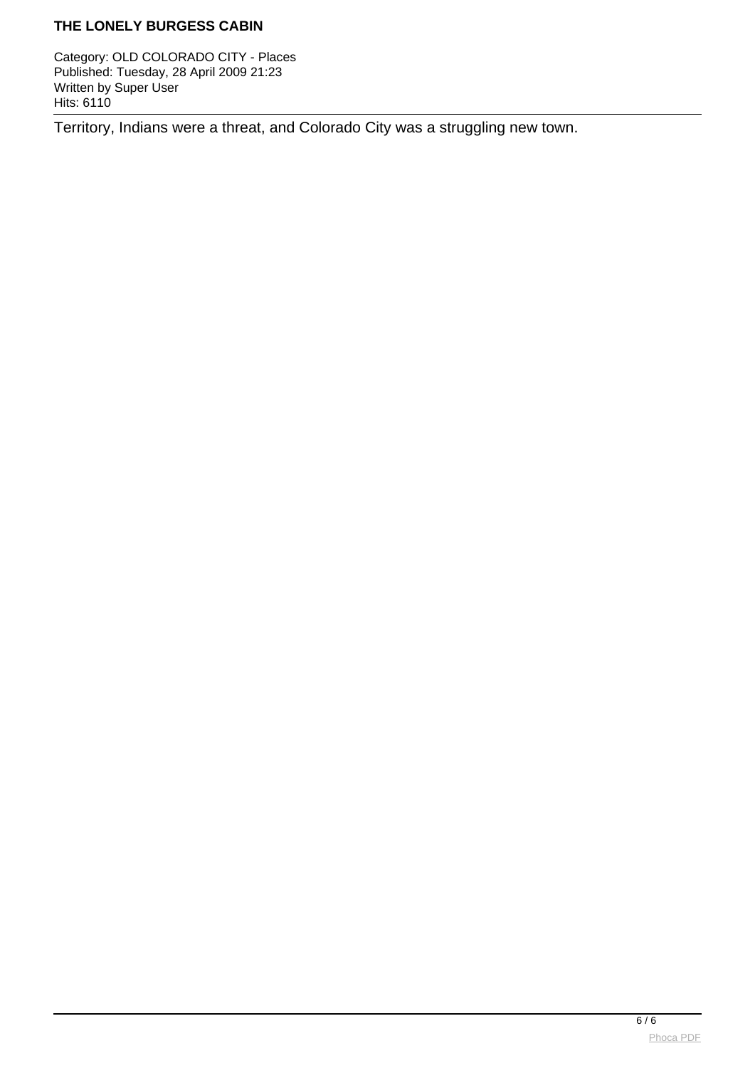Territory, Indians were a threat, and Colorado City was a struggling new town.